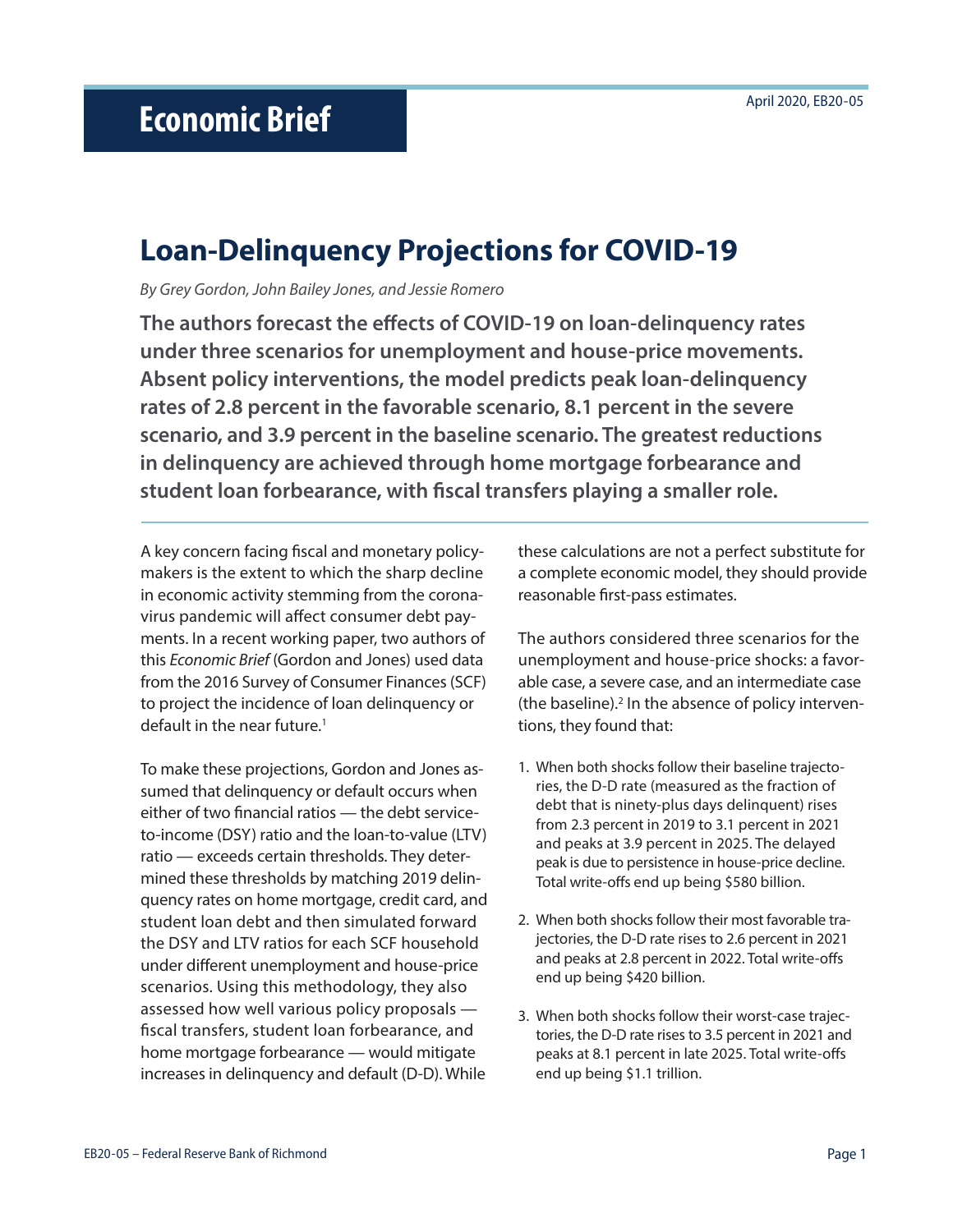# Economic Brief

April 2020, EB20-05

## Loan-Delinquency Projections for COVID-19

*By Grey Gordon, John Bailey Jones, and Jessie Romero*

**The authors forecast the effects of COVID-19 on loan-delinquency rates under three scenarios for unemployment and house-price movements. Absent policy interventions, the model predicts peak loan-delinquency rates of 2.8 percent in the favorable scenario, 8.1 percent in the severe scenario, and 3.9 percent in the baseline scenario. The greatest reductions in delinquency are achieved through home mortgage forbearance and student loan forbearance, with fiscal transfers playing a smaller role.**

A key concern facing fiscal and monetary policymakers is the extent to which the sharp decline in economic activity stemming from the coronavirus pandemic will affect consumer debt payments. In a recent working paper, two authors of this *Economic Brief* (Gordon and Jones) used data from the 2016 Survey of Consumer Finances (SCF) to project the incidence of loan delinquency or default in the near future.[1]

To make these projections, Gordon and Jones assumed that delinquency or default occurs when either of two financial ratios — the debt service-to-income (DSY) ratio and the loan-to-value (LTV) ratio — exceeds certain thresholds. They determined these thresholds by matching 2019 delinquency rates on home mortgage, credit card, and student loan debt and then simulated forward the DSY and LTV ratios for each SCF household under different unemployment and house-price scenarios. Using this methodology, they also assessed how well various policy proposals — fiscal transfers, student loan forbearance, and home mortgage forbearance — would mitigate increases in delinquency and default (D-D). While these calculations are not a perfect substitute for a complete economic model, they should provide reasonable first-pass estimates.

The authors considered three scenarios for the unemployment and house-price shocks: a favorable case, a severe case, and an intermediate case (the baseline).[2] In the absence of policy interventions, they found that:

1. When both shocks follow their baseline trajectories, the D-D rate (measured as the fraction of debt that is ninety-plus days delinquent) rises from 2.3 percent in 2019 to 3.1 percent in 2021 and peaks at 3.9 percent in 2025. The delayed peak is due to persistence in house-price decline. Total write-offs end up being $580 billion.

2. When both shocks follow their most favorable trajectories, the D-D rate rises to 2.6 percent in 2021 and peaks at 2.8 percent in 2022. Total write-offs end up being $420 billion.

3. When both shocks follow their worst-case trajectories, the D-D rate rises to 3.5 percent in 2021 and peaks at 8.1 percent in late 2025. Total write-offs end up being $1.1 trillion.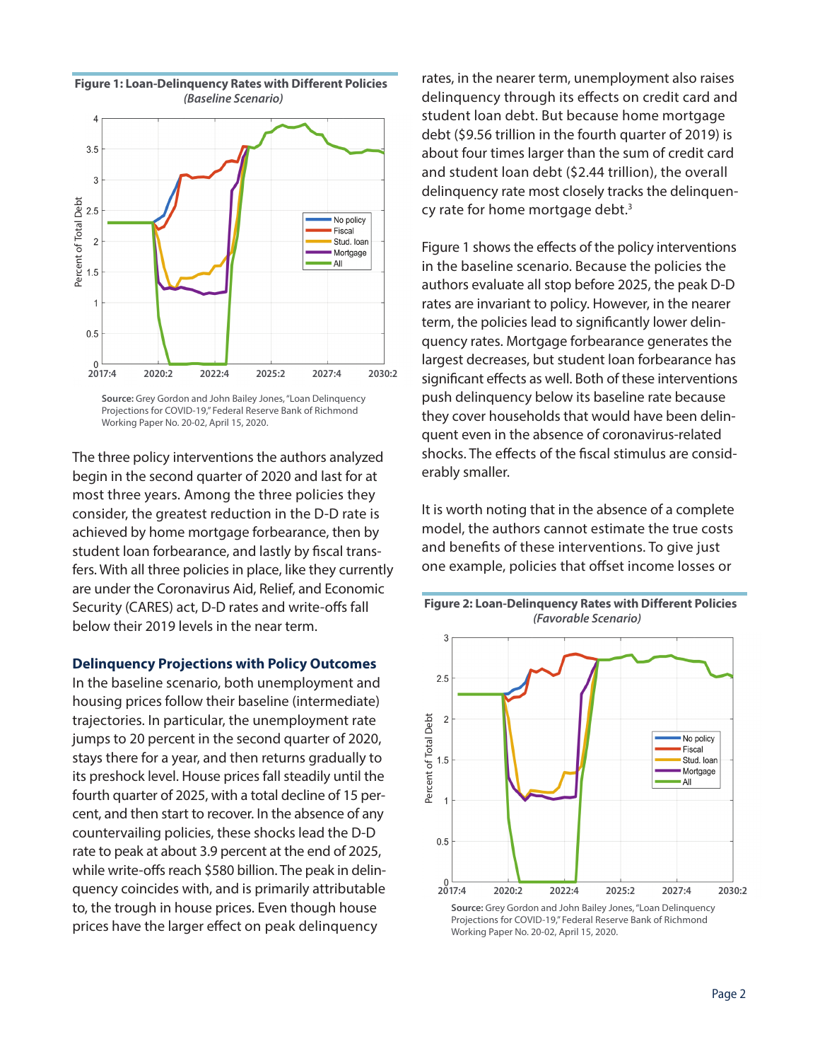**Figure 1: Loan-Delinquency Rates with Different Policies**
*(Baseline Scenario)*

**Source:** Grey Gordon and John Bailey Jones, "Loan Delinquency Projections for COVID-19," Federal Reserve Bank of Richmond Working Paper No. 20-02, April 15, 2020.

The three policy interventions the authors analyzed begin in the second quarter of 2020 and last for at most three years. Among the three policies they consider, the greatest reduction in the D-D rate is achieved by home mortgage forbearance, then by student loan forbearance, and lastly by fiscal transfers. With all three policies in place, like they currently are under the Coronavirus Aid, Relief, and Economic Security (CARES) act, D-D rates and write-offs fall below their 2019 levels in the near term.

### Delinquency Projections with Policy Outcomes

In the baseline scenario, both unemployment and housing prices follow their baseline (intermediate) trajectories. In particular, the unemployment rate jumps to 20 percent in the second quarter of 2020, stays there for a year, and then returns gradually to its preshock level. House prices fall steadily until the fourth quarter of 2025, with a total decline of 15 percent, and then start to recover. In the absence of any countervailing policies, these shocks lead the D-D rate to peak at about 3.9 percent at the end of 2025, while write-offs reach $580 billion. The peak in delinquency coincides with, and is primarily attributable to, the trough in house prices. Even though house prices have the larger effect on peak delinquency rates, in the nearer term, unemployment also raises delinquency through its effects on credit card and student loan debt. But because home mortgage debt ($9.56 trillion in the fourth quarter of 2019) is about four times larger than the sum of credit card and student loan debt ($2.44 trillion), the overall delinquency rate most closely tracks the delinquency rate for home mortgage debt.[3]

Figure 1 shows the effects of the policy interventions in the baseline scenario. Because the policies the authors evaluate all stop before 2025, the peak D-D rates are invariant to policy. However, in the nearer term, the policies lead to significantly lower delinquency rates. Mortgage forbearance generates the largest decreases, but student loan forbearance has significant effects as well. Both of these interventions push delinquency below its baseline rate because they cover households that would have been delinquent even in the absence of coronavirus-related shocks. The effects of the fiscal stimulus are considerably smaller.

It is worth noting that in the absence of a complete model, the authors cannot estimate the true costs and benefits of these interventions. To give just one example, policies that offset income losses or

**Figure 2: Loan-Delinquency Rates with Different Policies**
*(Favorable Scenario)*

**Source:** Grey Gordon and John Bailey Jones, "Loan Delinquency Projections for COVID-19," Federal Reserve Bank of Richmond Working Paper No. 20-02, April 15, 2020.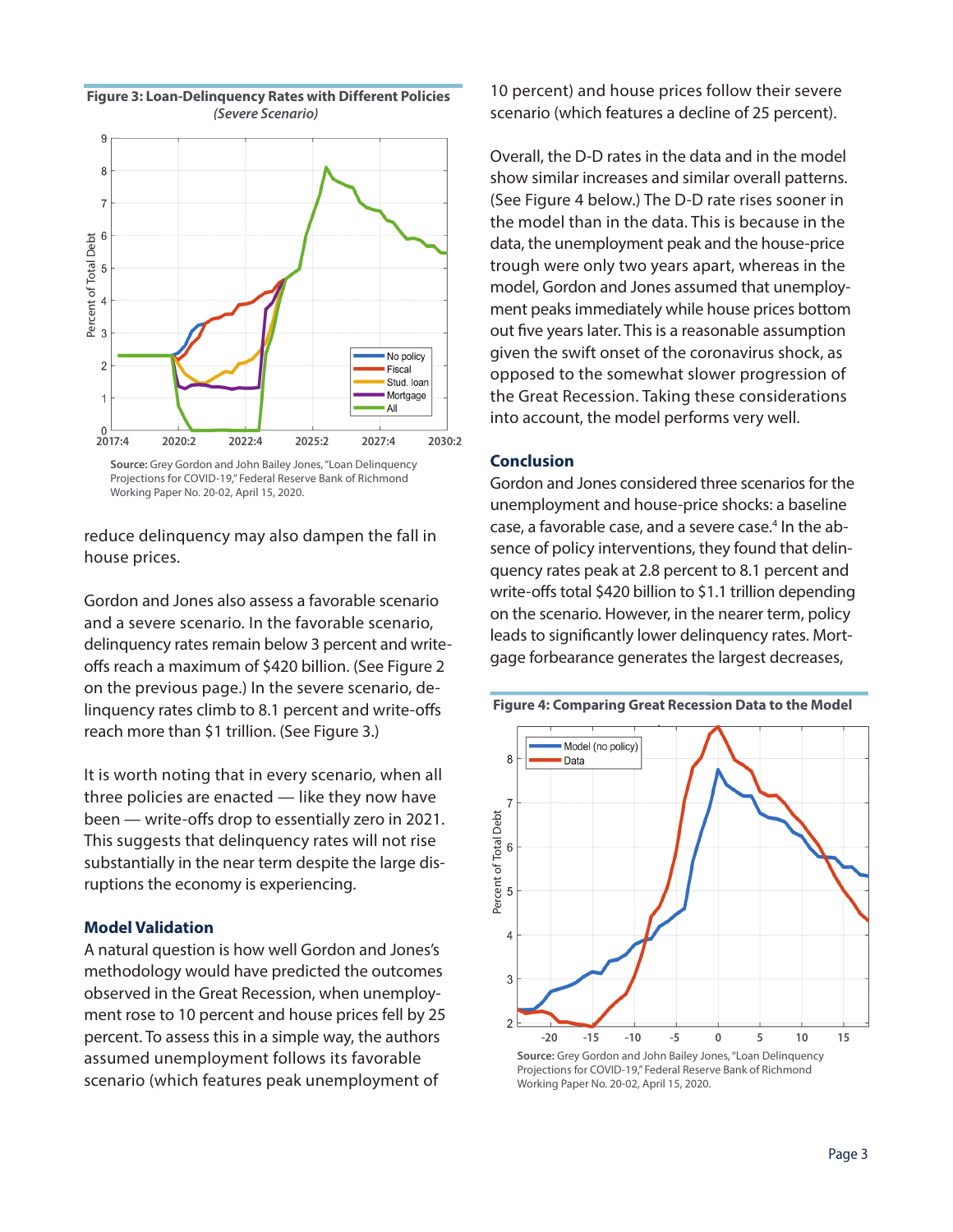**Figure 3: Loan-Delinquency Rates with Different Policies**
*(Severe Scenario)*

**Source:** Grey Gordon and John Bailey Jones, "Loan Delinquency Projections for COVID-19," Federal Reserve Bank of Richmond Working Paper No. 20-02, April 15, 2020.

reduce delinquency may also dampen the fall in house prices.

Gordon and Jones also assess a favorable scenario and a severe scenario. In the favorable scenario, delinquency rates remain below 3 percent and write-offs reach a maximum of $420 billion. (See Figure 2 on the previous page.) In the severe scenario, delinquency rates climb to 8.1 percent and write-offs reach more than $1 trillion. (See Figure 3.)

It is worth noting that in every scenario, when all three policies are enacted — like they now have been — write-offs drop to essentially zero in 2021. This suggests that delinquency rates will not rise substantially in the near term despite the large disruptions the economy is experiencing.

### Model Validation

A natural question is how well Gordon and Jones's methodology would have predicted the outcomes observed in the Great Recession, when unemployment rose to 10 percent and house prices fell by 25 percent. To assess this in a simple way, the authors assumed unemployment follows its favorable scenario (which features peak unemployment of 10 percent) and house prices follow their severe scenario (which features a decline of 25 percent).

Overall, the D-D rates in the data and in the model show similar increases and similar overall patterns. (See Figure 4 below.) The D-D rate rises sooner in the model than in the data. This is because in the data, the unemployment peak and the house-price trough were only two years apart, whereas in the model, Gordon and Jones assumed that unemployment peaks immediately while house prices bottom out five years later. This is a reasonable assumption given the swift onset of the coronavirus shock, as opposed to the somewhat slower progression of the Great Recession. Taking these considerations into account, the model performs very well.

### Conclusion

Gordon and Jones considered three scenarios for the unemployment and house-price shocks: a baseline case, a favorable case, and a severe case.[4] In the absence of policy interventions, they found that delinquency rates peak at 2.8 percent to 8.1 percent and write-offs total $420 billion to $1.1 trillion depending on the scenario. However, in the nearer term, policy leads to significantly lower delinquency rates. Mortgage forbearance generates the largest decreases,

**Figure 4: Comparing Great Recession Data to the Model**

**Source:** Grey Gordon and John Bailey Jones, "Loan Delinquency Projections for COVID-19," Federal Reserve Bank of Richmond Working Paper No. 20-02, April 15, 2020.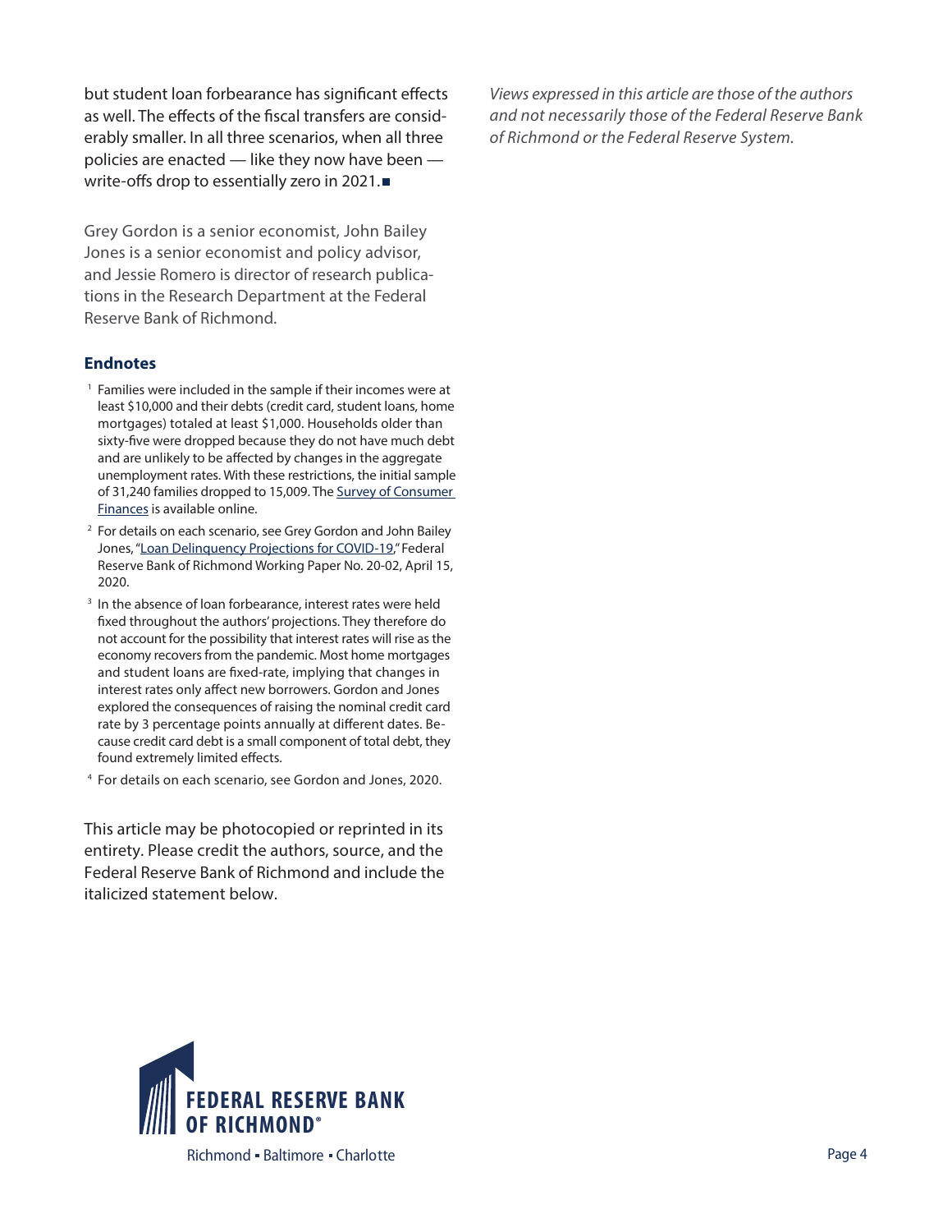but student loan forbearance has significant effects as well. The effects of the fiscal transfers are considerably smaller. In all three scenarios, when all three policies are enacted — like they now have been — write-offs drop to essentially zero in 2021. ■

Grey Gordon is a senior economist, John Bailey Jones is a senior economist and policy advisor, and Jessie Romero is director of research publications in the Research Department at the Federal Reserve Bank of Richmond.

### Endnotes

[1] Families were included in the sample if their incomes were at least $10,000 and their debts (credit card, student loans, home mortgages) totaled at least $1,000. Households older than sixty-five were dropped because they do not have much debt and are unlikely to be affected by changes in the aggregate unemployment rates. With these restrictions, the initial sample of 31,240 families dropped to 15,009. The Survey of Consumer Finances is available online.

[2] For details on each scenario, see Grey Gordon and John Bailey Jones, "Loan Delinquency Projections for COVID-19," Federal Reserve Bank of Richmond Working Paper No. 20-02, April 15, 2020.

[3] In the absence of loan forbearance, interest rates were held fixed throughout the authors' projections. They therefore do not account for the possibility that interest rates will rise as the economy recovers from the pandemic. Most home mortgages and student loans are fixed-rate, implying that changes in interest rates only affect new borrowers. Gordon and Jones explored the consequences of raising the nominal credit card rate by 3 percentage points annually at different dates. Because credit card debt is a small component of total debt, they found extremely limited effects.

[4] For details on each scenario, see Gordon and Jones, 2020.

This article may be photocopied or reprinted in its entirety. Please credit the authors, source, and the Federal Reserve Bank of Richmond and include the italicized statement below.

*Views expressed in this article are those of the authors and not necessarily those of the Federal Reserve Bank of Richmond or the Federal Reserve System.*

FEDERAL RESERVE BANK OF RICHMOND®

Richmond ▪ Baltimore ▪ Charlotte